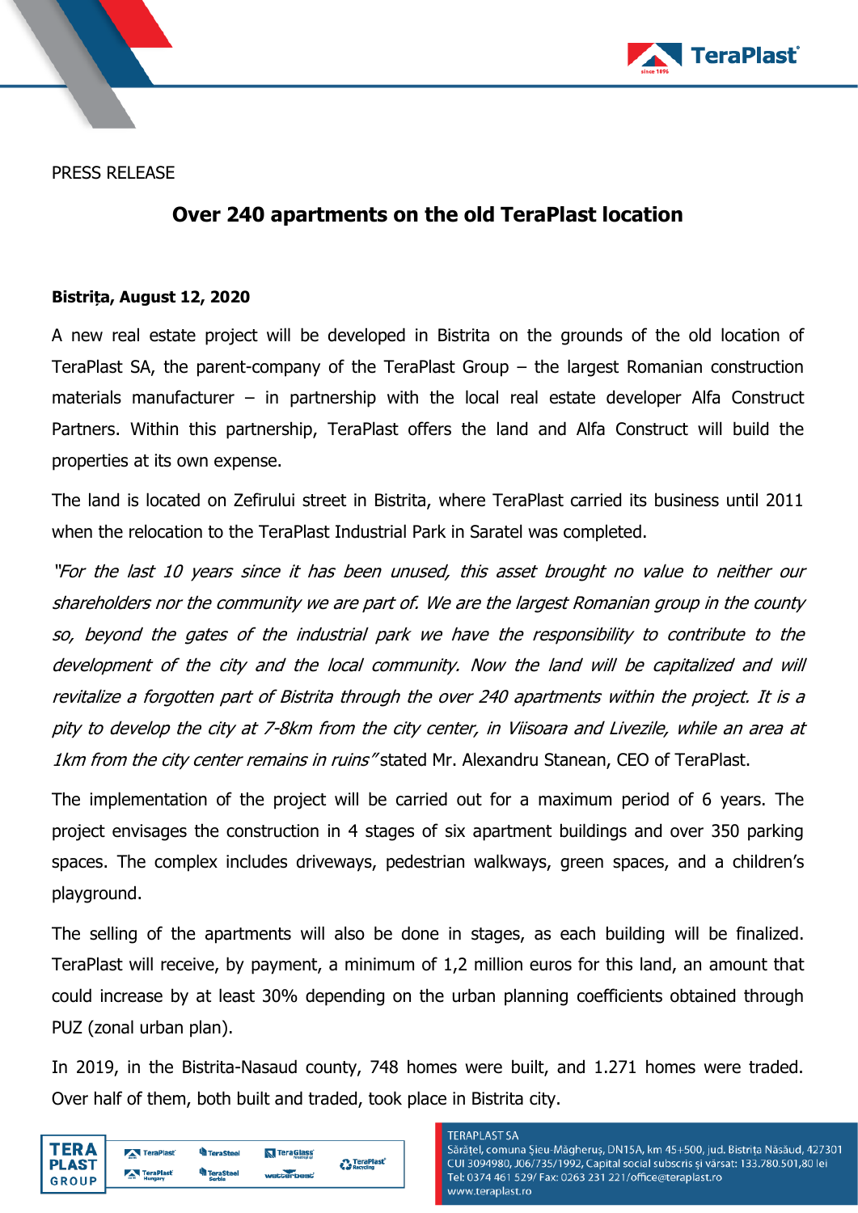PRESS RELEASE

# Over 240 apartments on the old TeraPlast location

**Bistrița, August 12, 2020**

A new real estate project will be developed in Bistrita on the grounds of the old location of TeraPlast SA, the parent-company of the TeraPlast Group – the largest Romanian construction materials manufacturer – in partnership with the local real estate developer Alfa Construct Partners. Within this partnership, TeraPlast offers the land and Alfa Construct will build the properties at its own expense.

The land is located on Zefirului street in Bistrita, where TeraPlast carried its business until 2011 when the relocation to the TeraPlast Industrial Park in Saratel was completed.

*"For the last 10 years since it has been unused, this asset brought no value to neither our shareholders nor the community we are part of. We are the largest Romanian group in the county so, beyond the gates of the industrial park we have the responsibility to contribute to the development of the city and the local community. Now the land will be capitalized and will revitalize a forgotten part of Bistrita through the over 240 apartments within the project. It is a pity to develop the city at 7-8km from the city center, in Viisoara and Livezile, while an area at 1km from the city center remains in ruins"* stated Mr. Alexandru Stanean, CEO of TeraPlast.

The implementation of the project will be carried out for a maximum period of 6 years. The project envisages the construction in 4 stages of six apartment buildings and over 350 parking spaces. The complex includes driveways, pedestrian walkways, green spaces, and a children's playground.

The selling of the apartments will also be done in stages, as each building will be finalized. TeraPlast will receive, by payment, a minimum of 1,2 million euros for this land, an amount that could increase by at least 30% depending on the urban planning coefficients obtained through PUZ (zonal urban plan).

In 2019, in the Bistrita-Nasaud county, 748 homes were built, and 1.271 homes were traded. Over half of them, both built and traded, took place in Bistrita city.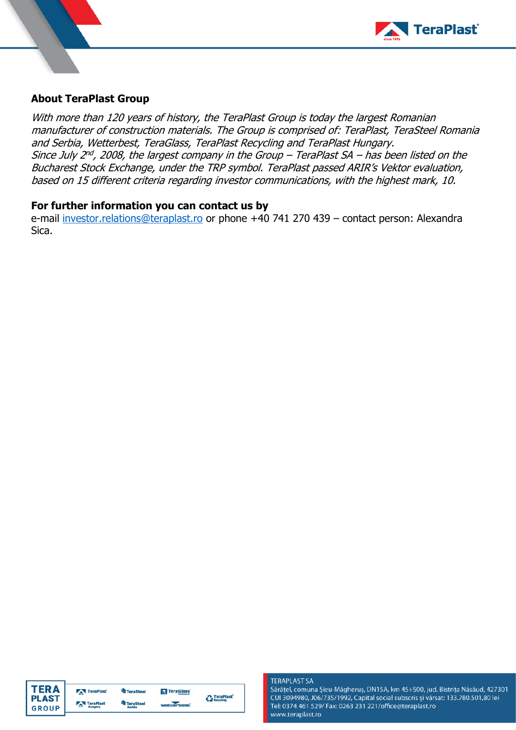## About TeraPlast Group

*With more than 120 years of history, the TeraPlast Group is today the largest Romanian manufacturer of construction materials. The Group is comprised of: TeraPlast, TeraSteel Romania and Serbia, Wetterbest, TeraGlass, TeraPlast Recycling and TeraPlast Hungary.*
*Since July 2nd, 2008, the largest company in the Group – TeraPlast SA – has been listed on the Bucharest Stock Exchange, under the TRP symbol. TeraPlast passed ARIR's Vektor evaluation, based on 15 different criteria regarding investor communications, with the highest mark, 10.*

**For further information you can contact us by**
e-mail investor.relations@teraplast.ro or phone +40 741 270 439 – contact person: Alexandra Sica.